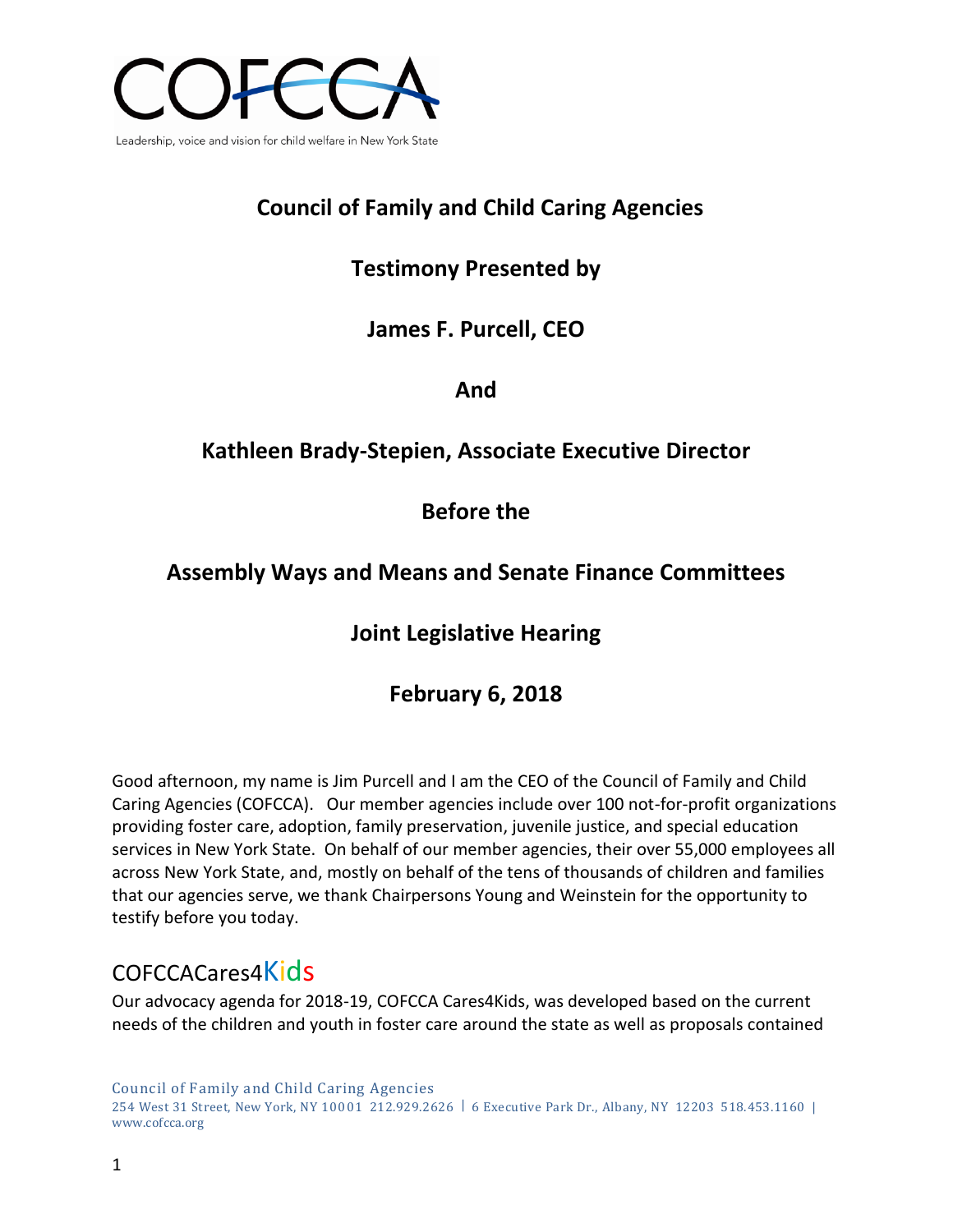COFCCA

Leadership, voice and vision for child welfare in New York State

# Council of Family and Child Caring Agencies

## Testimony Presented by

## James F. Purcell, CEO

## And

## Kathleen Brady-Stepien, Associate Executive Director

## Before the

## Assembly Ways and Means and Senate Finance Committees

## Joint Legislative Hearing

## February 6, 2018

Good afternoon, my name is Jim Purcell and I am the CEO of the Council of Family and Child Caring Agencies (COFCCA). Our member agencies include over 100 not-for-profit organizations providing foster care, adoption, family preservation, juvenile justice, and special education services in New York State. On behalf of our member agencies, their over 55,000 employees all across New York State, and, mostly on behalf of the tens of thousands of children and families that our agencies serve, we thank Chairpersons Young and Weinstein for the opportunity to testify before you today.

## COFCCACares4Kids

Our advocacy agenda for 2018-19, COFCCA Cares4Kids, was developed based on the current needs of the children and youth in foster care around the state as well as proposals contained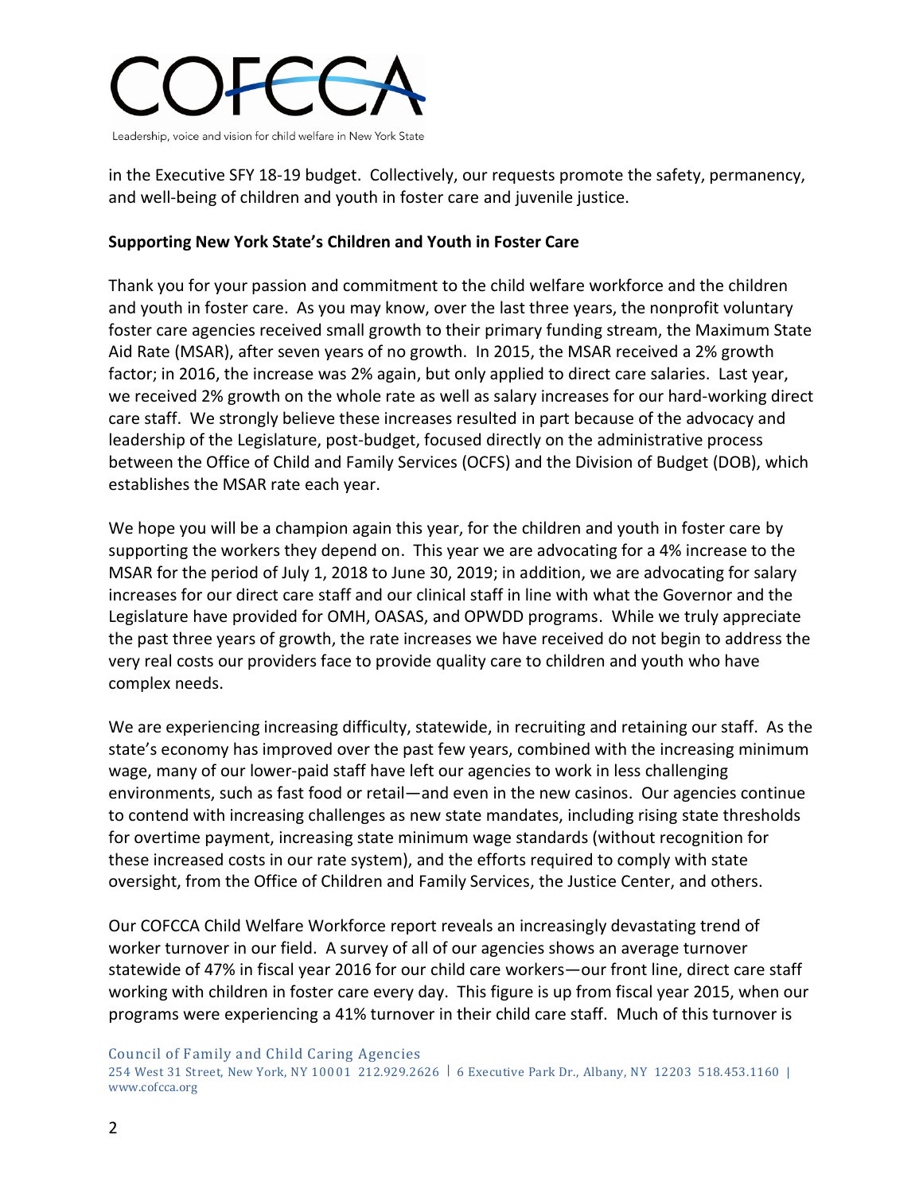in the Executive SFY 18-19 budget. Collectively, our requests promote the safety, permanency, and well-being of children and youth in foster care and juvenile justice.

**Supporting New York State's Children and Youth in Foster Care**

Thank you for your passion and commitment to the child welfare workforce and the children and youth in foster care. As you may know, over the last three years, the nonprofit voluntary foster care agencies received small growth to their primary funding stream, the Maximum State Aid Rate (MSAR), after seven years of no growth. In 2015, the MSAR received a 2% growth factor; in 2016, the increase was 2% again, but only applied to direct care salaries. Last year, we received 2% growth on the whole rate as well as salary increases for our hard-working direct care staff. We strongly believe these increases resulted in part because of the advocacy and leadership of the Legislature, post-budget, focused directly on the administrative process between the Office of Child and Family Services (OCFS) and the Division of Budget (DOB), which establishes the MSAR rate each year.

We hope you will be a champion again this year, for the children and youth in foster care by supporting the workers they depend on. This year we are advocating for a 4% increase to the MSAR for the period of July 1, 2018 to June 30, 2019; in addition, we are advocating for salary increases for our direct care staff and our clinical staff in line with what the Governor and the Legislature have provided for OMH, OASAS, and OPWDD programs. While we truly appreciate the past three years of growth, the rate increases we have received do not begin to address the very real costs our providers face to provide quality care to children and youth who have complex needs.

We are experiencing increasing difficulty, statewide, in recruiting and retaining our staff. As the state's economy has improved over the past few years, combined with the increasing minimum wage, many of our lower-paid staff have left our agencies to work in less challenging environments, such as fast food or retail—and even in the new casinos. Our agencies continue to contend with increasing challenges as new state mandates, including rising state thresholds for overtime payment, increasing state minimum wage standards (without recognition for these increased costs in our rate system), and the efforts required to comply with state oversight, from the Office of Children and Family Services, the Justice Center, and others.

Our COFCCA Child Welfare Workforce report reveals an increasingly devastating trend of worker turnover in our field. A survey of all of our agencies shows an average turnover statewide of 47% in fiscal year 2016 for our child care workers—our front line, direct care staff working with children in foster care every day. This figure is up from fiscal year 2015, when our programs were experiencing a 41% turnover in their child care staff. Much of this turnover is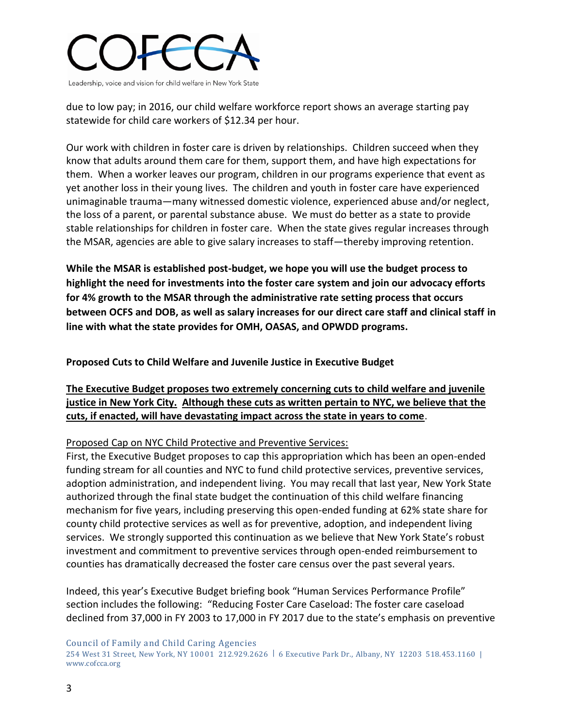due to low pay; in 2016, our child welfare workforce report shows an average starting pay statewide for child care workers of $12.34 per hour.

Our work with children in foster care is driven by relationships. Children succeed when they know that adults around them care for them, support them, and have high expectations for them. When a worker leaves our program, children in our programs experience that event as yet another loss in their young lives. The children and youth in foster care have experienced unimaginable trauma—many witnessed domestic violence, experienced abuse and/or neglect, the loss of a parent, or parental substance abuse. We must do better as a state to provide stable relationships for children in foster care. When the state gives regular increases through the MSAR, agencies are able to give salary increases to staff—thereby improving retention.

**While the MSAR is established post-budget, we hope you will use the budget process to highlight the need for investments into the foster care system and join our advocacy efforts for 4% growth to the MSAR through the administrative rate setting process that occurs between OCFS and DOB, as well as salary increases for our direct care staff and clinical staff in line with what the state provides for OMH, OASAS, and OPWDD programs.**

**Proposed Cuts to Child Welfare and Juvenile Justice in Executive Budget**

**The Executive Budget proposes two extremely concerning cuts to child welfare and juvenile justice in New York City. Although these cuts as written pertain to NYC, we believe that the cuts, if enacted, will have devastating impact across the state in years to come**.

Proposed Cap on NYC Child Protective and Preventive Services:

First, the Executive Budget proposes to cap this appropriation which has been an open-ended funding stream for all counties and NYC to fund child protective services, preventive services, adoption administration, and independent living. You may recall that last year, New York State authorized through the final state budget the continuation of this child welfare financing mechanism for five years, including preserving this open-ended funding at 62% state share for county child protective services as well as for preventive, adoption, and independent living services. We strongly supported this continuation as we believe that New York State's robust investment and commitment to preventive services through open-ended reimbursement to counties has dramatically decreased the foster care census over the past several years.

Indeed, this year's Executive Budget briefing book "Human Services Performance Profile" section includes the following: "Reducing Foster Care Caseload: The foster care caseload declined from 37,000 in FY 2003 to 17,000 in FY 2017 due to the state's emphasis on preventive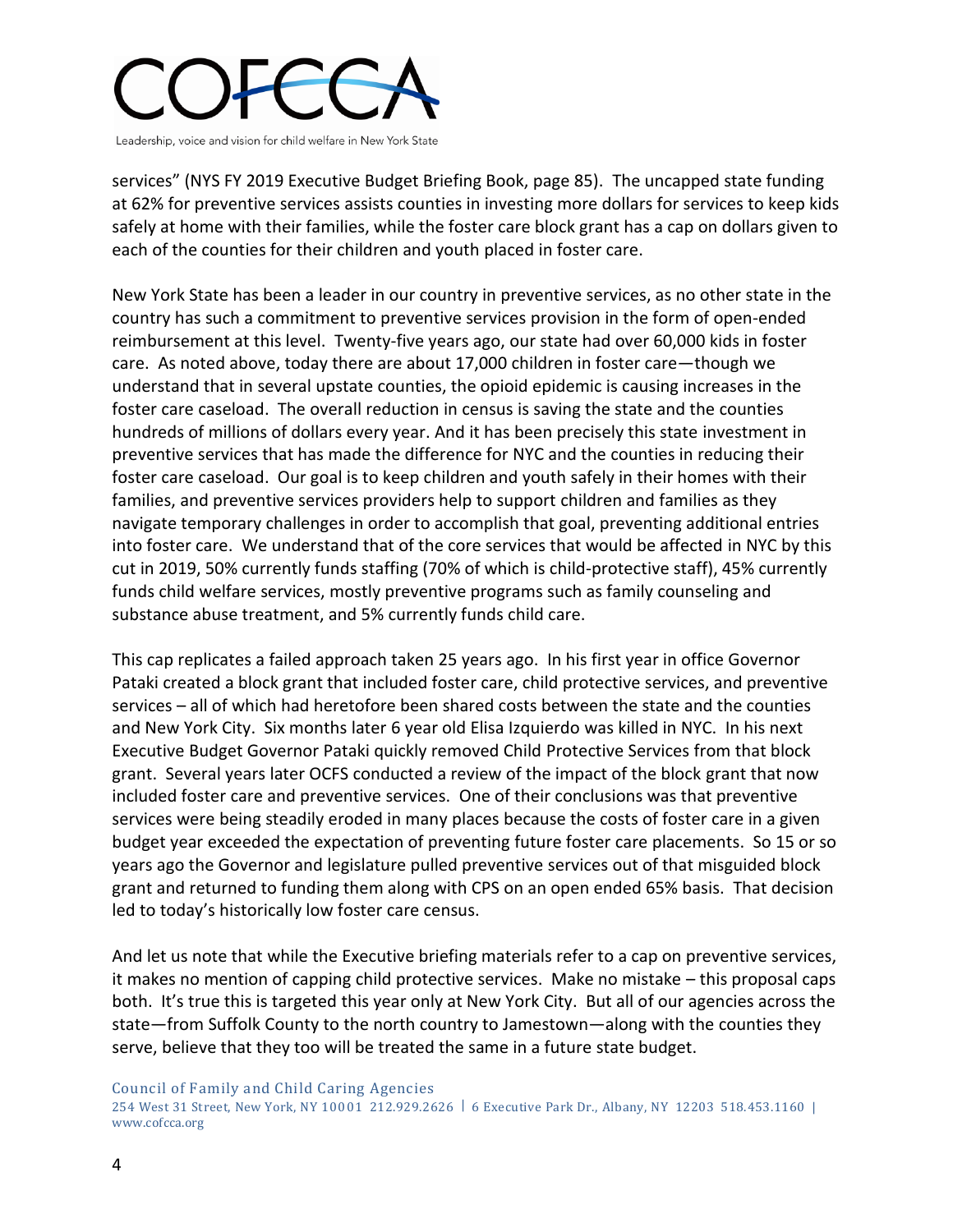services" (NYS FY 2019 Executive Budget Briefing Book, page 85). The uncapped state funding at 62% for preventive services assists counties in investing more dollars for services to keep kids safely at home with their families, while the foster care block grant has a cap on dollars given to each of the counties for their children and youth placed in foster care.

New York State has been a leader in our country in preventive services, as no other state in the country has such a commitment to preventive services provision in the form of open-ended reimbursement at this level. Twenty-five years ago, our state had over 60,000 kids in foster care. As noted above, today there are about 17,000 children in foster care—though we understand that in several upstate counties, the opioid epidemic is causing increases in the foster care caseload. The overall reduction in census is saving the state and the counties hundreds of millions of dollars every year. And it has been precisely this state investment in preventive services that has made the difference for NYC and the counties in reducing their foster care caseload. Our goal is to keep children and youth safely in their homes with their families, and preventive services providers help to support children and families as they navigate temporary challenges in order to accomplish that goal, preventing additional entries into foster care. We understand that of the core services that would be affected in NYC by this cut in 2019, 50% currently funds staffing (70% of which is child-protective staff), 45% currently funds child welfare services, mostly preventive programs such as family counseling and substance abuse treatment, and 5% currently funds child care.

This cap replicates a failed approach taken 25 years ago. In his first year in office Governor Pataki created a block grant that included foster care, child protective services, and preventive services – all of which had heretofore been shared costs between the state and the counties and New York City. Six months later 6 year old Elisa Izquierdo was killed in NYC. In his next Executive Budget Governor Pataki quickly removed Child Protective Services from that block grant. Several years later OCFS conducted a review of the impact of the block grant that now included foster care and preventive services. One of their conclusions was that preventive services were being steadily eroded in many places because the costs of foster care in a given budget year exceeded the expectation of preventing future foster care placements. So 15 or so years ago the Governor and legislature pulled preventive services out of that misguided block grant and returned to funding them along with CPS on an open ended 65% basis. That decision led to today's historically low foster care census.

And let us note that while the Executive briefing materials refer to a cap on preventive services, it makes no mention of capping child protective services. Make no mistake – this proposal caps both. It's true this is targeted this year only at New York City. But all of our agencies across the state—from Suffolk County to the north country to Jamestown—along with the counties they serve, believe that they too will be treated the same in a future state budget.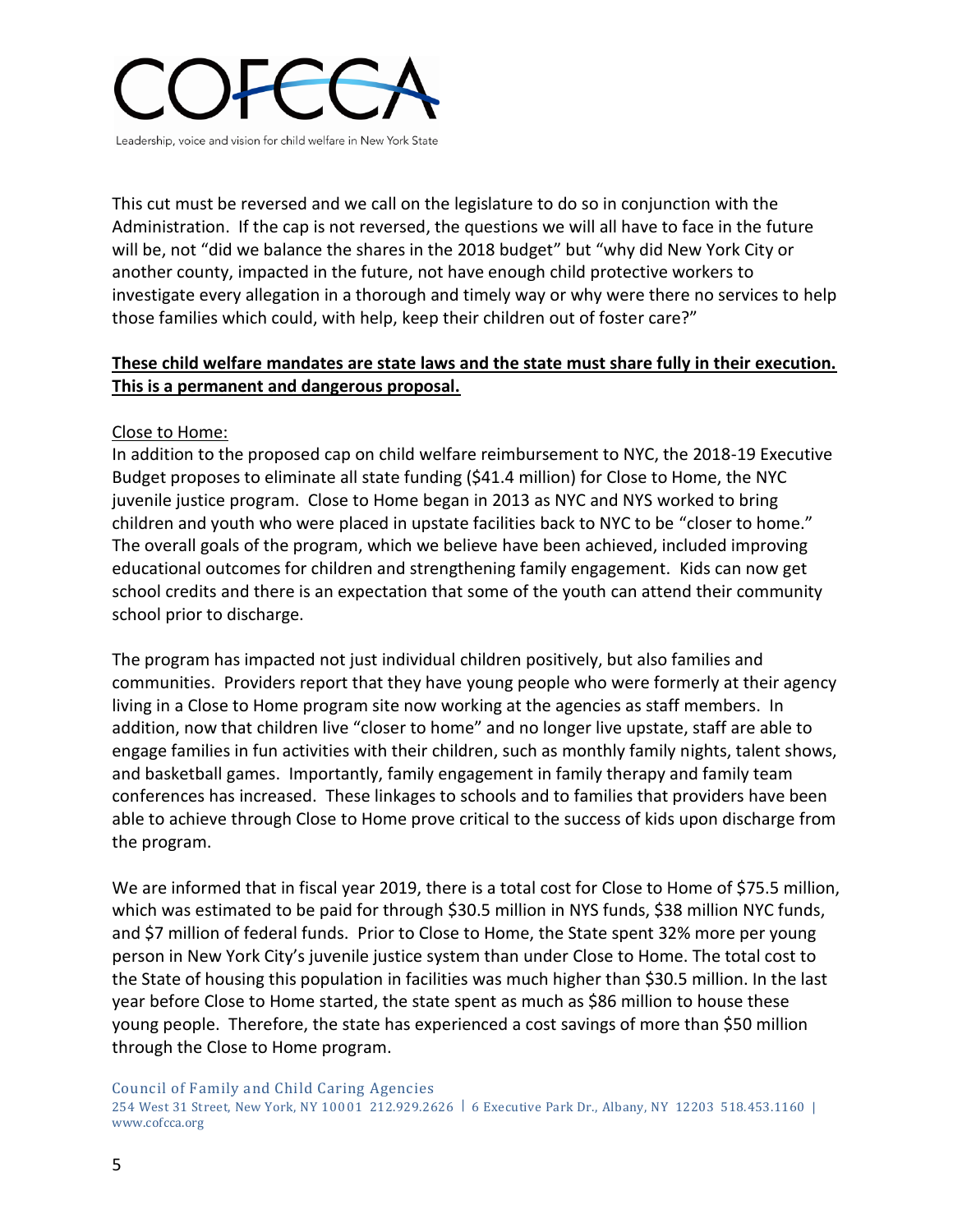This cut must be reversed and we call on the legislature to do so in conjunction with the Administration. If the cap is not reversed, the questions we will all have to face in the future will be, not "did we balance the shares in the 2018 budget" but "why did New York City or another county, impacted in the future, not have enough child protective workers to investigate every allegation in a thorough and timely way or why were there no services to help those families which could, with help, keep their children out of foster care?"

**These child welfare mandates are state laws and the state must share fully in their execution. This is a permanent and dangerous proposal.**

Close to Home:

In addition to the proposed cap on child welfare reimbursement to NYC, the 2018-19 Executive Budget proposes to eliminate all state funding ($41.4 million) for Close to Home, the NYC juvenile justice program. Close to Home began in 2013 as NYC and NYS worked to bring children and youth who were placed in upstate facilities back to NYC to be "closer to home." The overall goals of the program, which we believe have been achieved, included improving educational outcomes for children and strengthening family engagement. Kids can now get school credits and there is an expectation that some of the youth can attend their community school prior to discharge.

The program has impacted not just individual children positively, but also families and communities. Providers report that they have young people who were formerly at their agency living in a Close to Home program site now working at the agencies as staff members. In addition, now that children live "closer to home" and no longer live upstate, staff are able to engage families in fun activities with their children, such as monthly family nights, talent shows, and basketball games. Importantly, family engagement in family therapy and family team conferences has increased. These linkages to schools and to families that providers have been able to achieve through Close to Home prove critical to the success of kids upon discharge from the program.

We are informed that in fiscal year 2019, there is a total cost for Close to Home of $75.5 million, which was estimated to be paid for through $30.5 million in NYS funds, $38 million NYC funds, and $7 million of federal funds. Prior to Close to Home, the State spent 32% more per young person in New York City's juvenile justice system than under Close to Home. The total cost to the State of housing this population in facilities was much higher than $30.5 million. In the last year before Close to Home started, the state spent as much as $86 million to house these young people. Therefore, the state has experienced a cost savings of more than $50 million through the Close to Home program.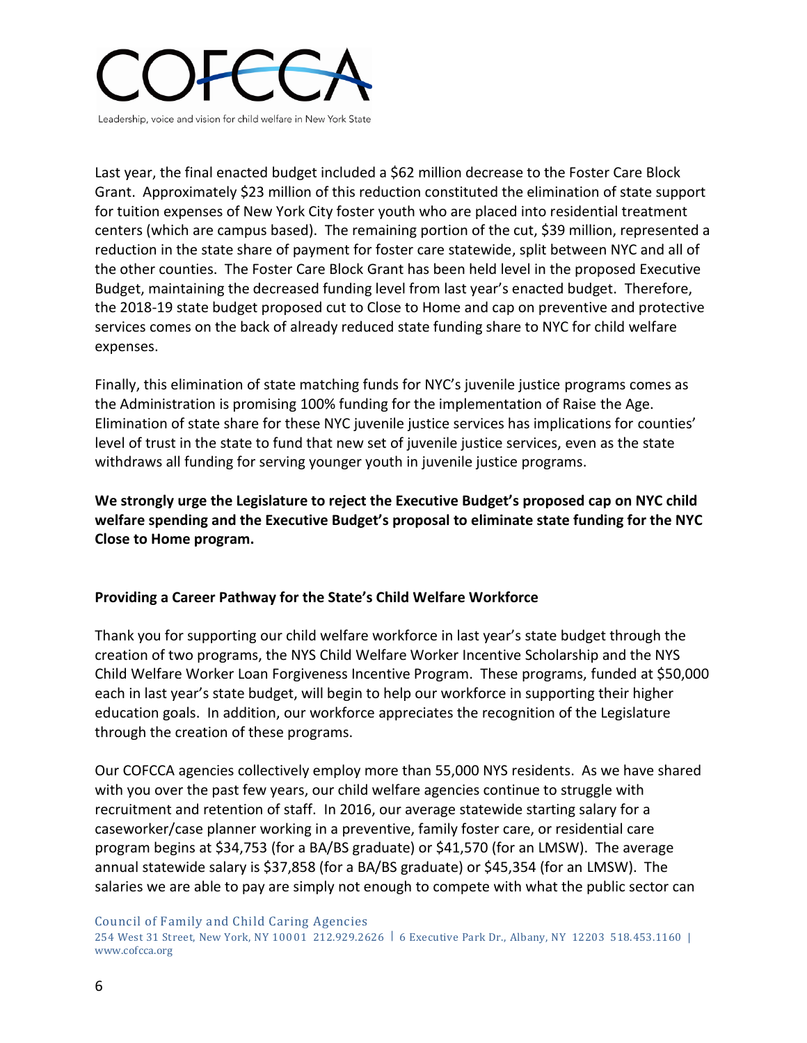Last year, the final enacted budget included a $62 million decrease to the Foster Care Block Grant. Approximately $23 million of this reduction constituted the elimination of state support for tuition expenses of New York City foster youth who are placed into residential treatment centers (which are campus based). The remaining portion of the cut, $39 million, represented a reduction in the state share of payment for foster care statewide, split between NYC and all of the other counties. The Foster Care Block Grant has been held level in the proposed Executive Budget, maintaining the decreased funding level from last year's enacted budget. Therefore, the 2018-19 state budget proposed cut to Close to Home and cap on preventive and protective services comes on the back of already reduced state funding share to NYC for child welfare expenses.

Finally, this elimination of state matching funds for NYC's juvenile justice programs comes as the Administration is promising 100% funding for the implementation of Raise the Age. Elimination of state share for these NYC juvenile justice services has implications for counties' level of trust in the state to fund that new set of juvenile justice services, even as the state withdraws all funding for serving younger youth in juvenile justice programs.

**We strongly urge the Legislature to reject the Executive Budget's proposed cap on NYC child welfare spending and the Executive Budget's proposal to eliminate state funding for the NYC Close to Home program.**

**Providing a Career Pathway for the State's Child Welfare Workforce**

Thank you for supporting our child welfare workforce in last year's state budget through the creation of two programs, the NYS Child Welfare Worker Incentive Scholarship and the NYS Child Welfare Worker Loan Forgiveness Incentive Program. These programs, funded at $50,000 each in last year's state budget, will begin to help our workforce in supporting their higher education goals. In addition, our workforce appreciates the recognition of the Legislature through the creation of these programs.

Our COFCCA agencies collectively employ more than 55,000 NYS residents. As we have shared with you over the past few years, our child welfare agencies continue to struggle with recruitment and retention of staff. In 2016, our average statewide starting salary for a caseworker/case planner working in a preventive, family foster care, or residential care program begins at $34,753 (for a BA/BS graduate) or $41,570 (for an LMSW). The average annual statewide salary is $37,858 (for a BA/BS graduate) or $45,354 (for an LMSW). The salaries we are able to pay are simply not enough to compete with what the public sector can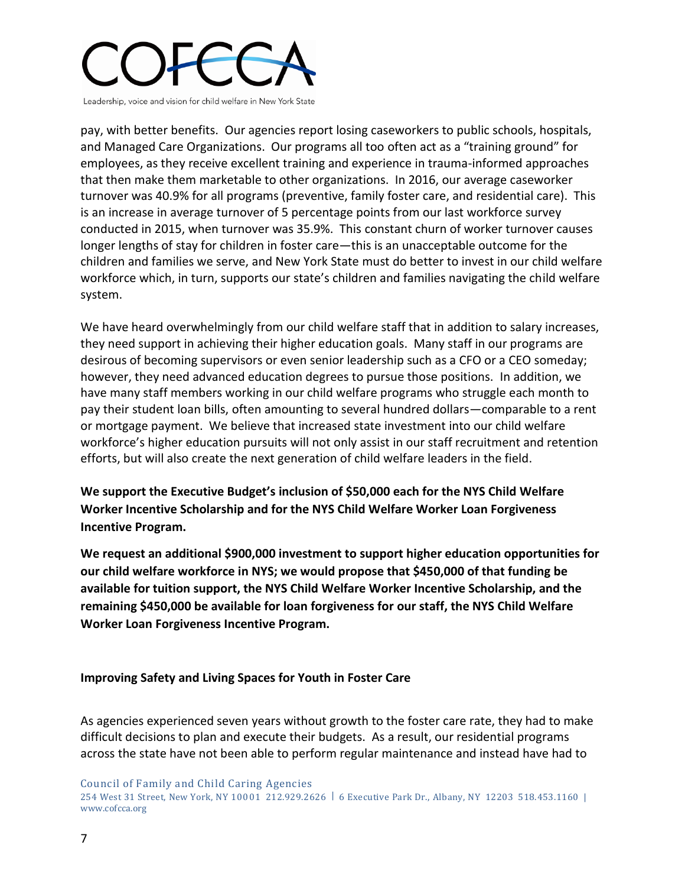pay, with better benefits. Our agencies report losing caseworkers to public schools, hospitals, and Managed Care Organizations. Our programs all too often act as a "training ground" for employees, as they receive excellent training and experience in trauma-informed approaches that then make them marketable to other organizations. In 2016, our average caseworker turnover was 40.9% for all programs (preventive, family foster care, and residential care). This is an increase in average turnover of 5 percentage points from our last workforce survey conducted in 2015, when turnover was 35.9%. This constant churn of worker turnover causes longer lengths of stay for children in foster care—this is an unacceptable outcome for the children and families we serve, and New York State must do better to invest in our child welfare workforce which, in turn, supports our state's children and families navigating the child welfare system.

We have heard overwhelmingly from our child welfare staff that in addition to salary increases, they need support in achieving their higher education goals. Many staff in our programs are desirous of becoming supervisors or even senior leadership such as a CFO or a CEO someday; however, they need advanced education degrees to pursue those positions. In addition, we have many staff members working in our child welfare programs who struggle each month to pay their student loan bills, often amounting to several hundred dollars—comparable to a rent or mortgage payment. We believe that increased state investment into our child welfare workforce's higher education pursuits will not only assist in our staff recruitment and retention efforts, but will also create the next generation of child welfare leaders in the field.

**We support the Executive Budget's inclusion of $50,000 each for the NYS Child Welfare Worker Incentive Scholarship and for the NYS Child Welfare Worker Loan Forgiveness Incentive Program.**

**We request an additional $900,000 investment to support higher education opportunities for our child welfare workforce in NYS; we would propose that $450,000 of that funding be available for tuition support, the NYS Child Welfare Worker Incentive Scholarship, and the remaining $450,000 be available for loan forgiveness for our staff, the NYS Child Welfare Worker Loan Forgiveness Incentive Program.**

### Improving Safety and Living Spaces for Youth in Foster Care

As agencies experienced seven years without growth to the foster care rate, they had to make difficult decisions to plan and execute their budgets. As a result, our residential programs across the state have not been able to perform regular maintenance and instead have had to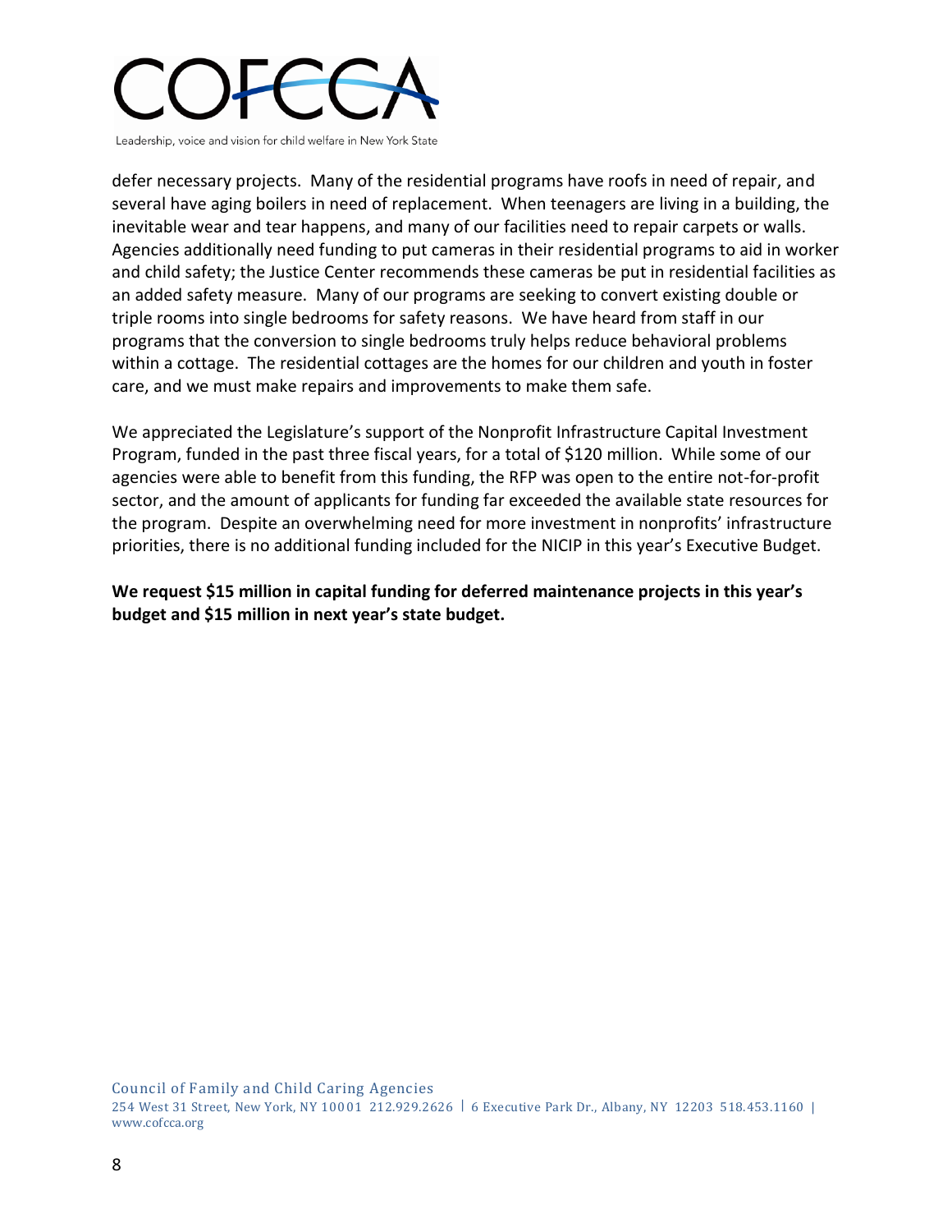defer necessary projects. Many of the residential programs have roofs in need of repair, and several have aging boilers in need of replacement. When teenagers are living in a building, the inevitable wear and tear happens, and many of our facilities need to repair carpets or walls. Agencies additionally need funding to put cameras in their residential programs to aid in worker and child safety; the Justice Center recommends these cameras be put in residential facilities as an added safety measure. Many of our programs are seeking to convert existing double or triple rooms into single bedrooms for safety reasons. We have heard from staff in our programs that the conversion to single bedrooms truly helps reduce behavioral problems within a cottage. The residential cottages are the homes for our children and youth in foster care, and we must make repairs and improvements to make them safe.

We appreciated the Legislature's support of the Nonprofit Infrastructure Capital Investment Program, funded in the past three fiscal years, for a total of $120 million. While some of our agencies were able to benefit from this funding, the RFP was open to the entire not-for-profit sector, and the amount of applicants for funding far exceeded the available state resources for the program. Despite an overwhelming need for more investment in nonprofits' infrastructure priorities, there is no additional funding included for the NICIP in this year's Executive Budget.

**We request $15 million in capital funding for deferred maintenance projects in this year's budget and $15 million in next year's state budget.**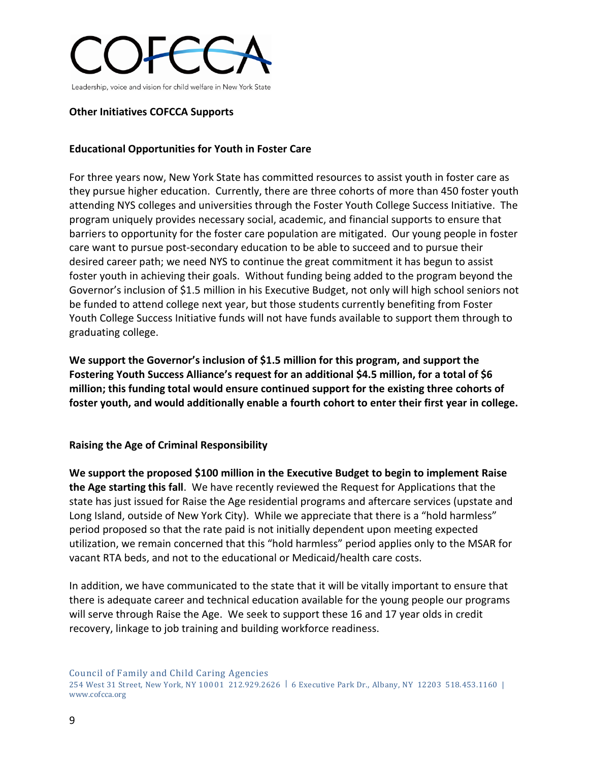## Other Initiatives COFCCA Supports

### Educational Opportunities for Youth in Foster Care

For three years now, New York State has committed resources to assist youth in foster care as they pursue higher education. Currently, there are three cohorts of more than 450 foster youth attending NYS colleges and universities through the Foster Youth College Success Initiative. The program uniquely provides necessary social, academic, and financial supports to ensure that barriers to opportunity for the foster care population are mitigated. Our young people in foster care want to pursue post-secondary education to be able to succeed and to pursue their desired career path; we need NYS to continue the great commitment it has begun to assist foster youth in achieving their goals. Without funding being added to the program beyond the Governor's inclusion of $1.5 million in his Executive Budget, not only will high school seniors not be funded to attend college next year, but those students currently benefiting from Foster Youth College Success Initiative funds will not have funds available to support them through to graduating college.

**We support the Governor's inclusion of $1.5 million for this program, and support the Fostering Youth Success Alliance's request for an additional $4.5 million, for a total of $6 million; this funding total would ensure continued support for the existing three cohorts of foster youth, and would additionally enable a fourth cohort to enter their first year in college.**

### Raising the Age of Criminal Responsibility

**We support the proposed $100 million in the Executive Budget to begin to implement Raise the Age starting this fall**. We have recently reviewed the Request for Applications that the state has just issued for Raise the Age residential programs and aftercare services (upstate and Long Island, outside of New York City). While we appreciate that there is a "hold harmless" period proposed so that the rate paid is not initially dependent upon meeting expected utilization, we remain concerned that this "hold harmless" period applies only to the MSAR for vacant RTA beds, and not to the educational or Medicaid/health care costs.

In addition, we have communicated to the state that it will be vitally important to ensure that there is adequate career and technical education available for the young people our programs will serve through Raise the Age. We seek to support these 16 and 17 year olds in credit recovery, linkage to job training and building workforce readiness.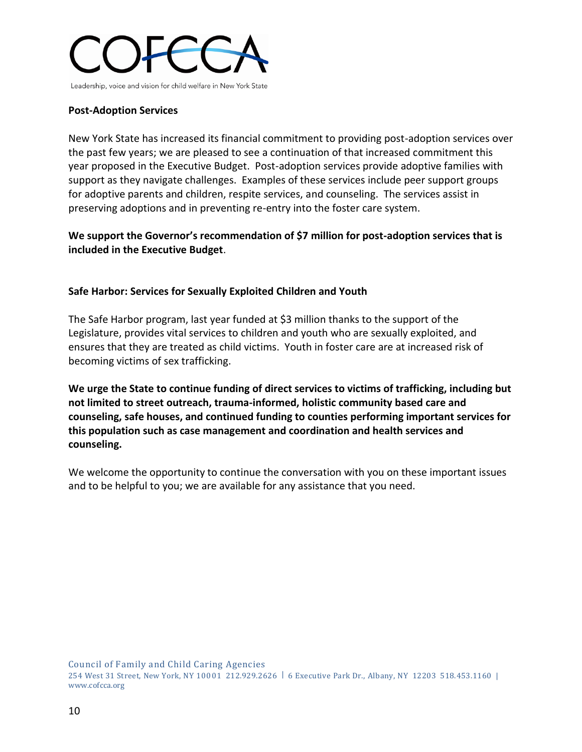## Post-Adoption Services

New York State has increased its financial commitment to providing post-adoption services over the past few years; we are pleased to see a continuation of that increased commitment this year proposed in the Executive Budget. Post-adoption services provide adoptive families with support as they navigate challenges. Examples of these services include peer support groups for adoptive parents and children, respite services, and counseling. The services assist in preserving adoptions and in preventing re-entry into the foster care system.

**We support the Governor's recommendation of $7 million for post-adoption services that is included in the Executive Budget**.

## Safe Harbor: Services for Sexually Exploited Children and Youth

The Safe Harbor program, last year funded at $3 million thanks to the support of the Legislature, provides vital services to children and youth who are sexually exploited, and ensures that they are treated as child victims. Youth in foster care are at increased risk of becoming victims of sex trafficking.

**We urge the State to continue funding of direct services to victims of trafficking, including but not limited to street outreach, trauma-informed, holistic community based care and counseling, safe houses, and continued funding to counties performing important services for this population such as case management and coordination and health services and counseling.**

We welcome the opportunity to continue the conversation with you on these important issues and to be helpful to you; we are available for any assistance that you need.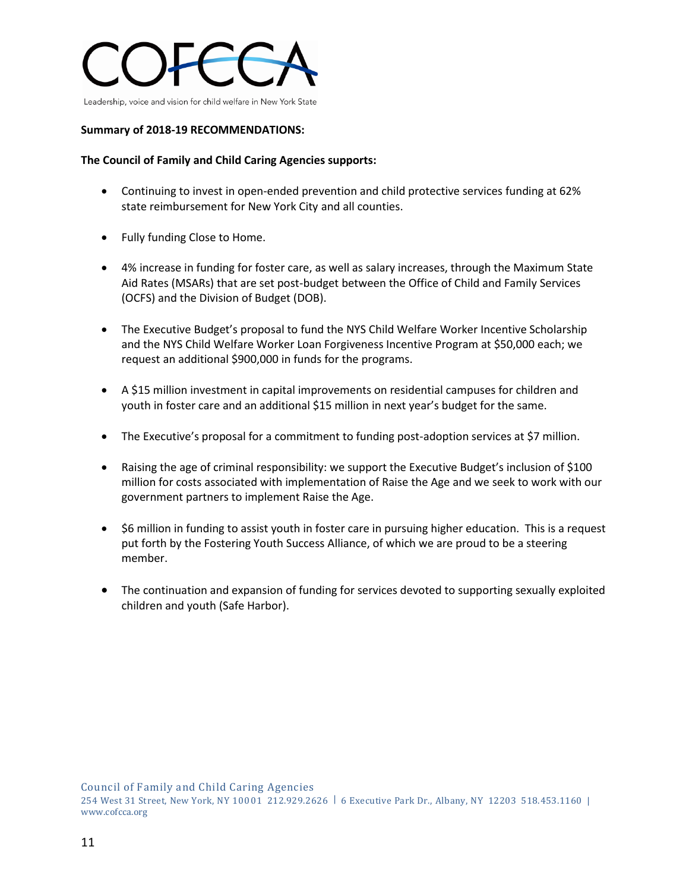COFCCA

Leadership, voice and vision for child welfare in New York State

**Summary of 2018-19 RECOMMENDATIONS:**

**The Council of Family and Child Caring Agencies supports:**

- Continuing to invest in open-ended prevention and child protective services funding at 62% state reimbursement for New York City and all counties.
- Fully funding Close to Home.
- 4% increase in funding for foster care, as well as salary increases, through the Maximum State Aid Rates (MSARs) that are set post-budget between the Office of Child and Family Services (OCFS) and the Division of Budget (DOB).
- The Executive Budget's proposal to fund the NYS Child Welfare Worker Incentive Scholarship and the NYS Child Welfare Worker Loan Forgiveness Incentive Program at $50,000 each; we request an additional $900,000 in funds for the programs.
- A $15 million investment in capital improvements on residential campuses for children and youth in foster care and an additional $15 million in next year's budget for the same.
- The Executive's proposal for a commitment to funding post-adoption services at $7 million.
- Raising the age of criminal responsibility: we support the Executive Budget's inclusion of $100 million for costs associated with implementation of Raise the Age and we seek to work with our government partners to implement Raise the Age.
- $6 million in funding to assist youth in foster care in pursuing higher education. This is a request put forth by the Fostering Youth Success Alliance, of which we are proud to be a steering member.
- The continuation and expansion of funding for services devoted to supporting sexually exploited children and youth (Safe Harbor).

Council of Family and Child Caring Agencies
254 West 31 Street, New York, NY 10001 212.929.2626 | 6 Executive Park Dr., Albany, NY 12203 518.453.1160 | www.cofcca.org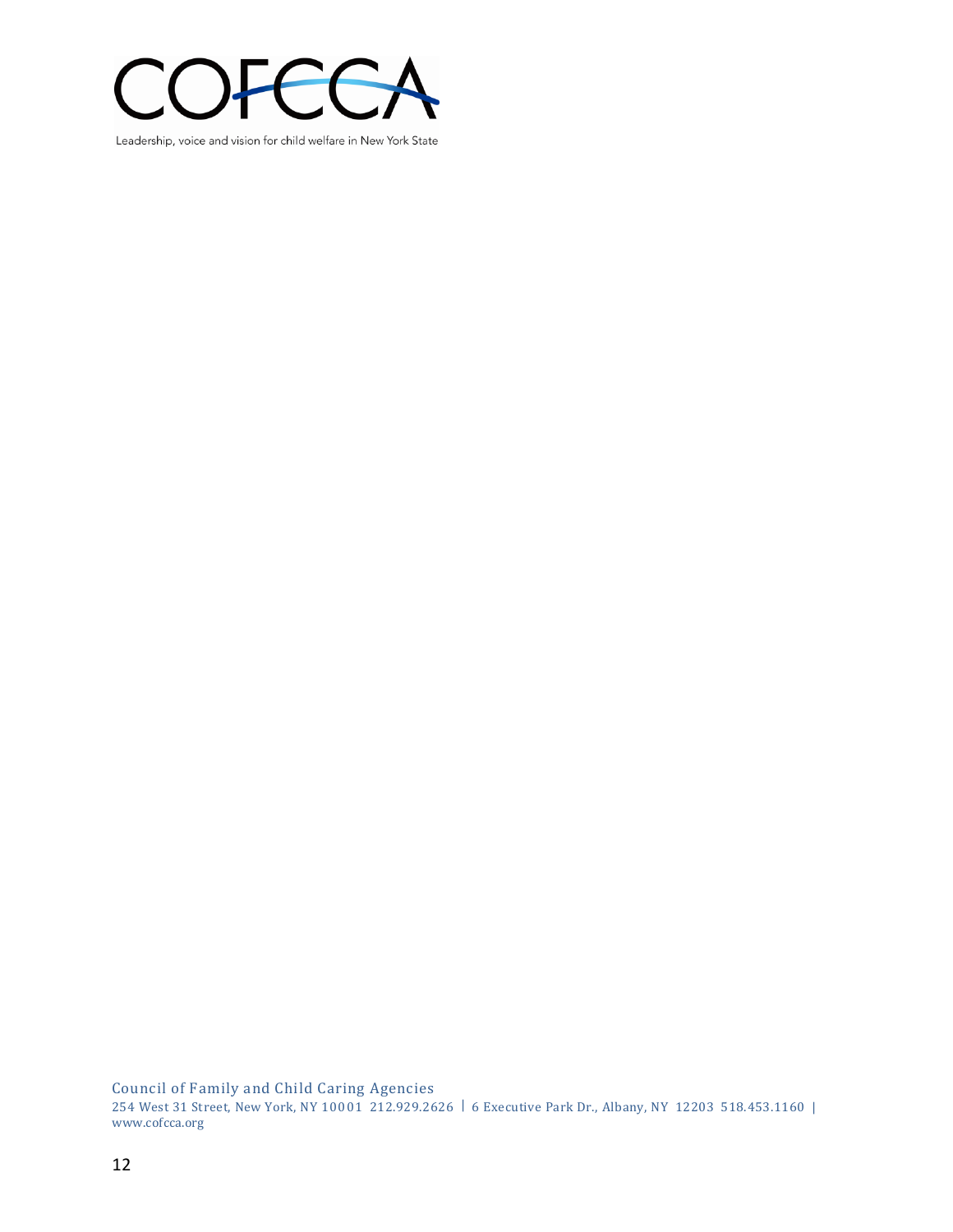COFCCA

Leadership, voice and vision for child welfare in New York State

Council of Family and Child Caring Agencies
254 West 31 Street, New York, NY 10001 212.929.2626 | 6 Executive Park Dr., Albany, NY 12203 518.453.1160 | www.cofcca.org